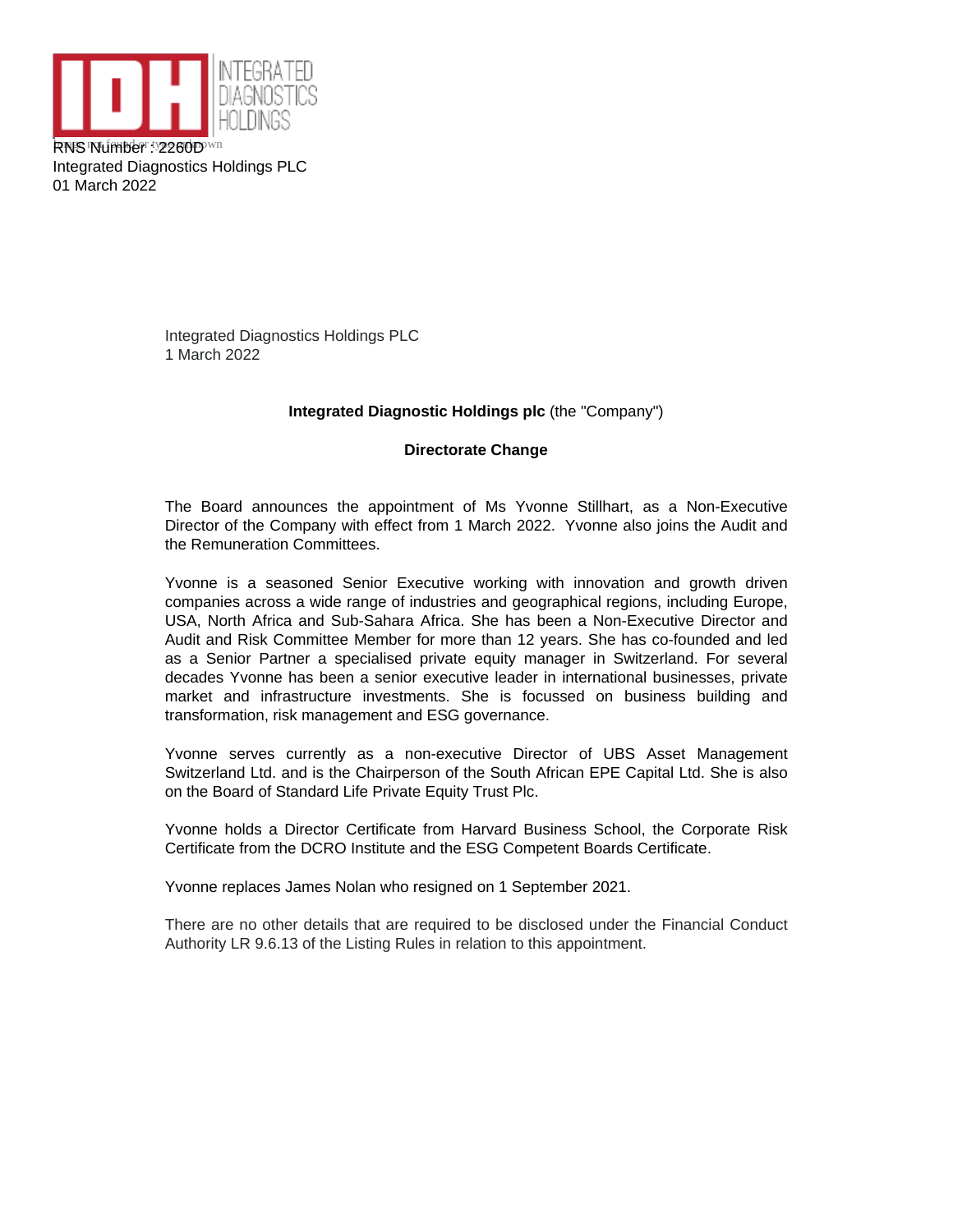RNS Number : 2260D
Integrated Diagnostics Holdings PLC
01 March 2022

Integrated Diagnostics Holdings PLC
1 March 2022

**Integrated Diagnostic Holdings plc** (the "Company")

**Directorate Change**

The Board announces the appointment of Ms Yvonne Stillhart, as a Non-Executive Director of the Company with effect from 1 March 2022. Yvonne also joins the Audit and the Remuneration Committees.

Yvonne is a seasoned Senior Executive working with innovation and growth driven companies across a wide range of industries and geographical regions, including Europe, USA, North Africa and Sub-Sahara Africa. She has been a Non-Executive Director and Audit and Risk Committee Member for more than 12 years. She has co-founded and led as a Senior Partner a specialised private equity manager in Switzerland. For several decades Yvonne has been a senior executive leader in international businesses, private market and infrastructure investments. She is focussed on business building and transformation, risk management and ESG governance.

Yvonne serves currently as a non-executive Director of UBS Asset Management Switzerland Ltd. and is the Chairperson of the South African EPE Capital Ltd. She is also on the Board of Standard Life Private Equity Trust Plc.

Yvonne holds a Director Certificate from Harvard Business School, the Corporate Risk Certificate from the DCRO Institute and the ESG Competent Boards Certificate.

Yvonne replaces James Nolan who resigned on 1 September 2021.

There are no other details that are required to be disclosed under the Financial Conduct Authority LR 9.6.13 of the Listing Rules in relation to this appointment.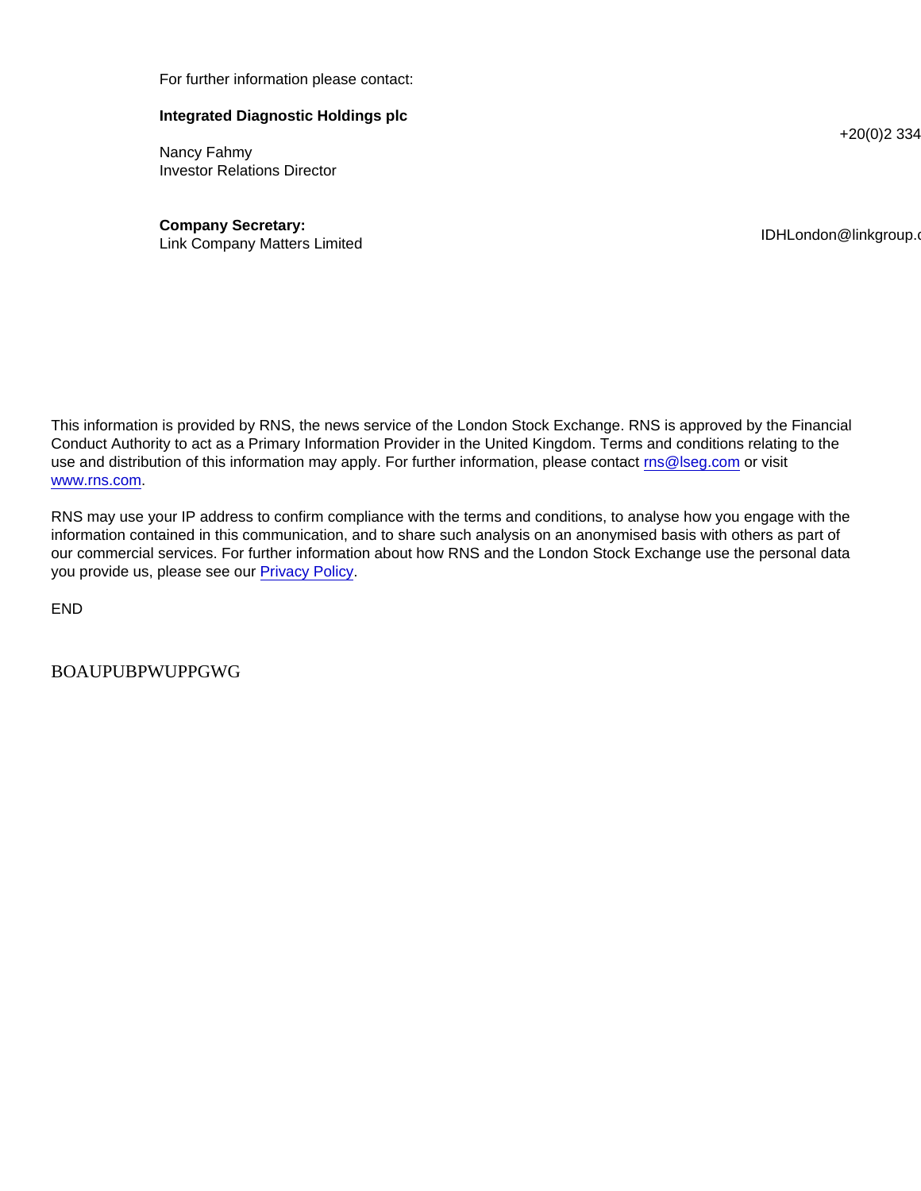For further information please contact:

**Integrated Diagnostic Holdings plc**

Nancy Fahmy
Investor Relations Director

+20(0)2 334

**Company Secretary:**
Link Company Matters Limited

IDHLondon@linkgroup.c

This information is provided by RNS, the news service of the London Stock Exchange. RNS is approved by the Financial Conduct Authority to act as a Primary Information Provider in the United Kingdom. Terms and conditions relating to the use and distribution of this information may apply. For further information, please contact rns@lseg.com or visit www.rns.com.

RNS may use your IP address to confirm compliance with the terms and conditions, to analyse how you engage with the information contained in this communication, and to share such analysis on an anonymised basis with others as part of our commercial services. For further information about how RNS and the London Stock Exchange use the personal data you provide us, please see our Privacy Policy.

END

BOAUPUBPWUPPGWG